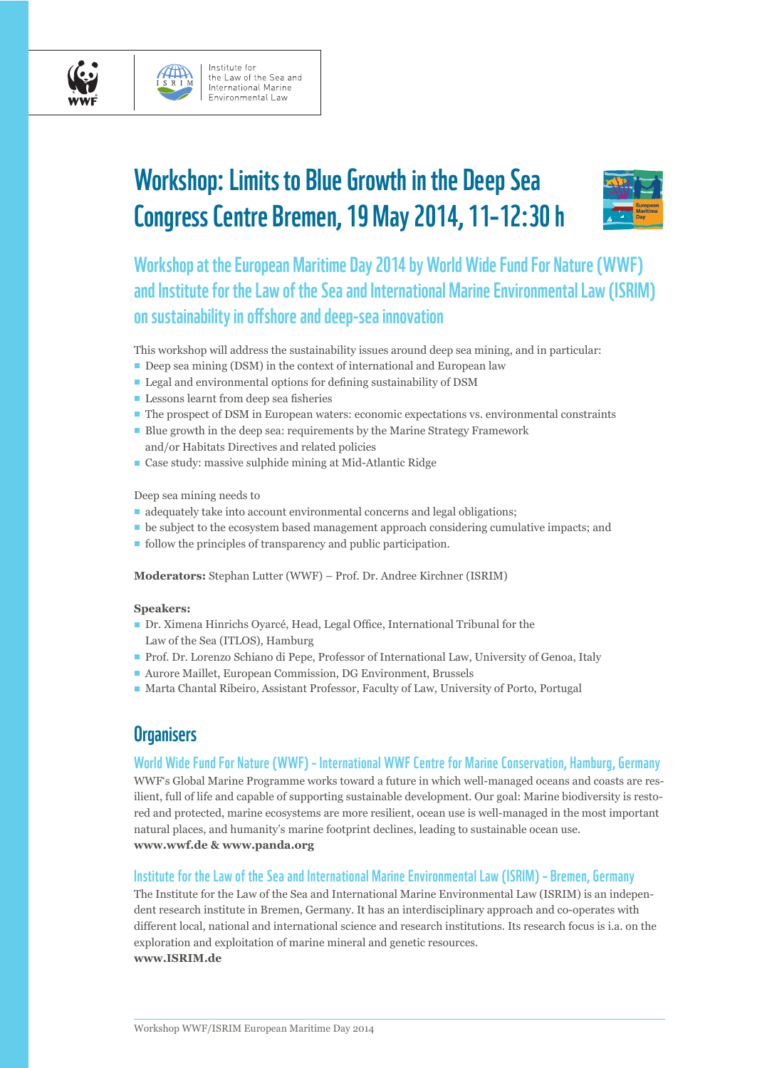Institute for the Law of the Sea and International Marine Environmental Law

# Workshop: Limits to Blue Growth in the Deep Sea
# Congress Centre Bremen, 19 May 2014, 11-12:30 h

## Workshop at the European Maritime Day 2014 by World Wide Fund For Nature (WWF) and Institute for the Law of the Sea and International Marine Environmental Law (ISRIM) on sustainability in offshore and deep-sea innovation

This workshop will address the sustainability issues around deep sea mining, and in particular:

- Deep sea mining (DSM) in the context of international and European law
- Legal and environmental options for defining sustainability of DSM
- Lessons learnt from deep sea fisheries
- The prospect of DSM in European waters: economic expectations vs. environmental constraints
- Blue growth in the deep sea: requirements by the Marine Strategy Framework and/or Habitats Directives and related policies
- Case study: massive sulphide mining at Mid-Atlantic Ridge

Deep sea mining needs to

- adequately take into account environmental concerns and legal obligations;
- be subject to the ecosystem based management approach considering cumulative impacts; and
- follow the principles of transparency and public participation.

**Moderators:** Stephan Lutter (WWF) – Prof. Dr. Andree Kirchner (ISRIM)

**Speakers:**

- Dr. Ximena Hinrichs Oyarcé, Head, Legal Office, International Tribunal for the Law of the Sea (ITLOS), Hamburg
- Prof. Dr. Lorenzo Schiano di Pepe, Professor of International Law, University of Genoa, Italy
- Aurore Maillet, European Commission, DG Environment, Brussels
- Marta Chantal Ribeiro, Assistant Professor, Faculty of Law, University of Porto, Portugal

## Organisers

### World Wide Fund For Nature (WWF) - International WWF Centre for Marine Conservation, Hamburg, Germany

WWF's Global Marine Programme works toward a future in which well-managed oceans and coasts are resilient, full of life and capable of supporting sustainable development. Our goal: Marine biodiversity is restored and protected, marine ecosystems are more resilient, ocean use is well-managed in the most important natural places, and humanity's marine footprint declines, leading to sustainable ocean use.
**www.wwf.de & www.panda.org**

### Institute for the Law of the Sea and International Marine Environmental Law (ISRIM) - Bremen, Germany

The Institute for the Law of the Sea and International Marine Environmental Law (ISRIM) is an independent research institute in Bremen, Germany. It has an interdisciplinary approach and co-operates with different local, national and international science and research institutions. Its research focus is i.a. on the exploration and exploitation of marine mineral and genetic resources.
**www.ISRIM.de**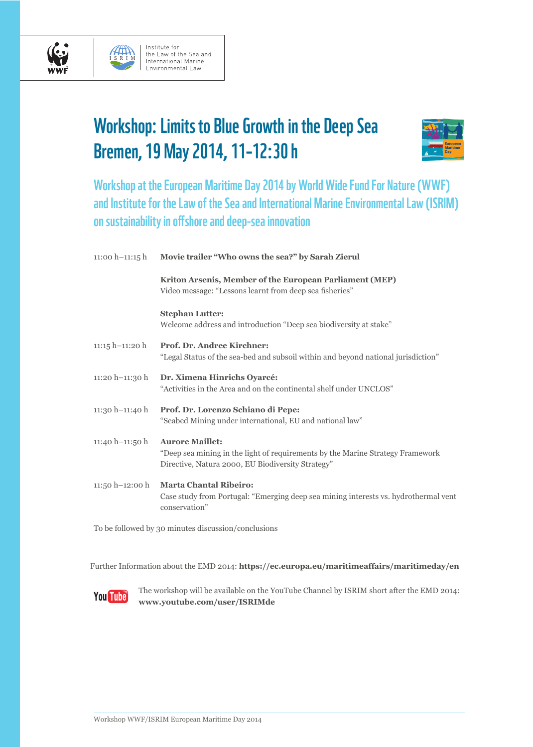Institute for the Law of the Sea and International Marine Environmental Law

# Workshop: Limits to Blue Growth in the Deep Sea
# Bremen, 19 May 2014, 11-12:30 h

## Workshop at the European Maritime Day 2014 by World Wide Fund For Nature (WWF) and Institute for the Law of the Sea and International Marine Environmental Law (ISRIM) on sustainability in offshore and deep-sea innovation

| | |
|---|---|
| 11:00 h–11:15 h | **Movie trailer "Who owns the sea?" by Sarah Zierul** |
| | **Kriton Arsenis, Member of the European Parliament (MEP)**<br>Video message: "Lessons learnt from deep sea fisheries" |
| | **Stephan Lutter:**<br>Welcome address and introduction "Deep sea biodiversity at stake" |
| 11:15 h–11:20 h | **Prof. Dr. Andree Kirchner:**<br>"Legal Status of the sea-bed and subsoil within and beyond national jurisdiction" |
| 11:20 h–11:30 h | **Dr. Ximena Hinrichs Oyarcé:**<br>"Activities in the Area and on the continental shelf under UNCLOS" |
| 11:30 h–11:40 h | **Prof. Dr. Lorenzo Schiano di Pepe:**<br>"Seabed Mining under international, EU and national law" |
| 11:40 h–11:50 h | **Aurore Maillet:**<br>"Deep sea mining in the light of requirements by the Marine Strategy Framework Directive, Natura 2000, EU Biodiversity Strategy" |
| 11:50 h–12:00 h | **Marta Chantal Ribeiro:**<br>Case study from Portugal: "Emerging deep sea mining interests vs. hydrothermal vent conservation" |

To be followed by 30 minutes discussion/conclusions

Further Information about the EMD 2014: **https://ec.europa.eu/maritimeaffairs/maritimeday/en**

The workshop will be available on the YouTube Channel by ISRIM short after the EMD 2014: **www.youtube.com/user/ISRIMde**